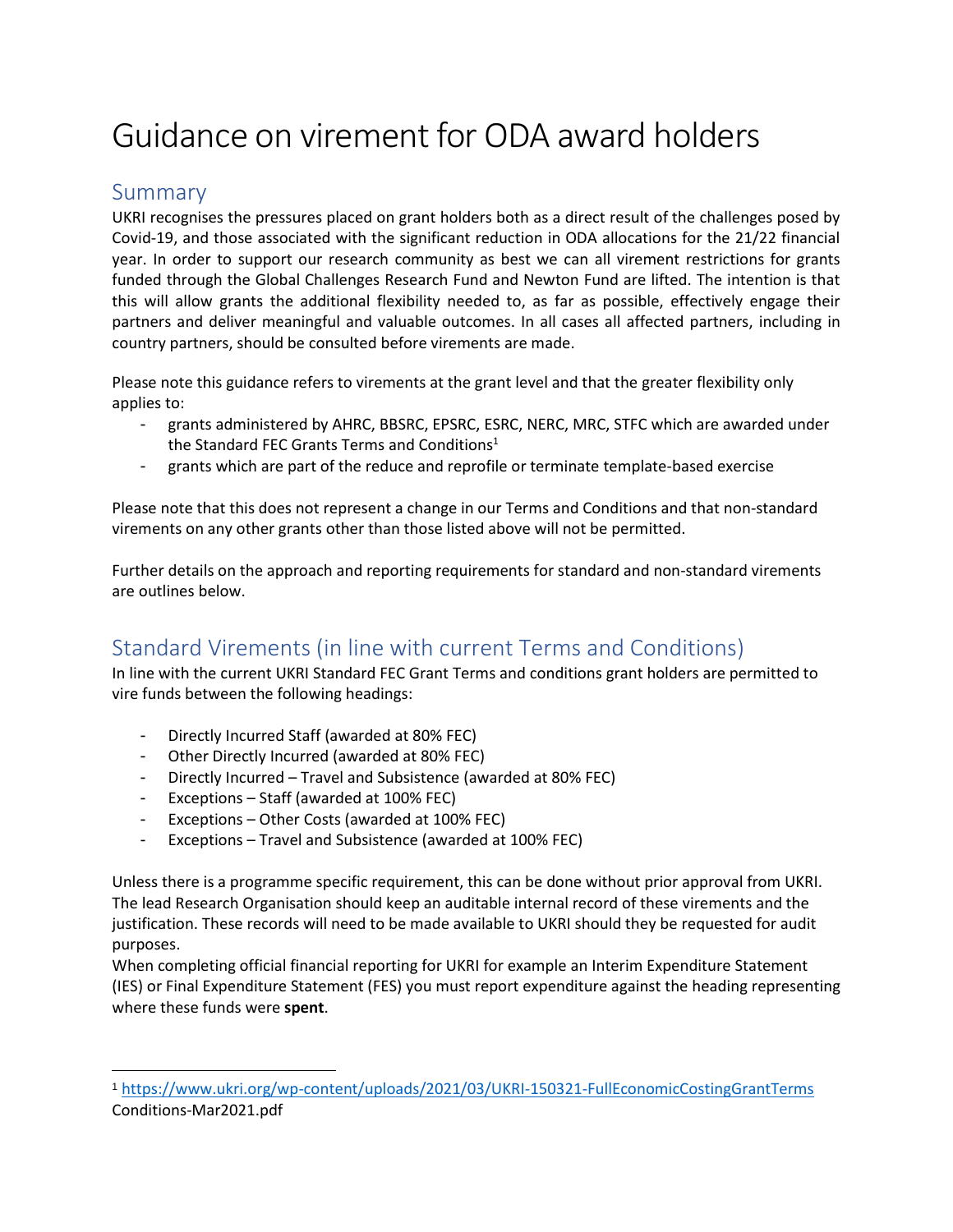# Guidance on virement for ODA award holders

## Summary

UKRI recognises the pressures placed on grant holders both as a direct result of the challenges posed by Covid-19, and those associated with the significant reduction in ODA allocations for the 21/22 financial year. In order to support our research community as best we can all virement restrictions for grants funded through the Global Challenges Research Fund and Newton Fund are lifted. The intention is that this will allow grants the additional flexibility needed to, as far as possible, effectively engage their partners and deliver meaningful and valuable outcomes. In all cases all affected partners, including in country partners, should be consulted before virements are made.

Please note this guidance refers to virements at the grant level and that the greater flexibility only applies to:

- grants administered by AHRC, BBSRC, EPSRC, ESRC, NERC, MRC, STFC which are awarded under the Standard FEC Grants Terms and Conditions[1]
- grants which are part of the reduce and reprofile or terminate template-based exercise

Please note that this does not represent a change in our Terms and Conditions and that non-standard virements on any other grants other than those listed above will not be permitted.

Further details on the approach and reporting requirements for standard and non-standard virements are outlines below.

## Standard Virements (in line with current Terms and Conditions)

In line with the current UKRI Standard FEC Grant Terms and conditions grant holders are permitted to vire funds between the following headings:

- Directly Incurred Staff (awarded at 80% FEC)
- Other Directly Incurred (awarded at 80% FEC)
- Directly Incurred – Travel and Subsistence (awarded at 80% FEC)
- Exceptions – Staff (awarded at 100% FEC)
- Exceptions – Other Costs (awarded at 100% FEC)
- Exceptions – Travel and Subsistence (awarded at 100% FEC)

Unless there is a programme specific requirement, this can be done without prior approval from UKRI. The lead Research Organisation should keep an auditable internal record of these virements and the justification. These records will need to be made available to UKRI should they be requested for audit purposes.

When completing official financial reporting for UKRI for example an Interim Expenditure Statement (IES) or Final Expenditure Statement (FES) you must report expenditure against the heading representing where these funds were **spent**.

---

[1] https://www.ukri.org/wp-content/uploads/2021/03/UKRI-150321-FullEconomicCostingGrantTerms Conditions-Mar2021.pdf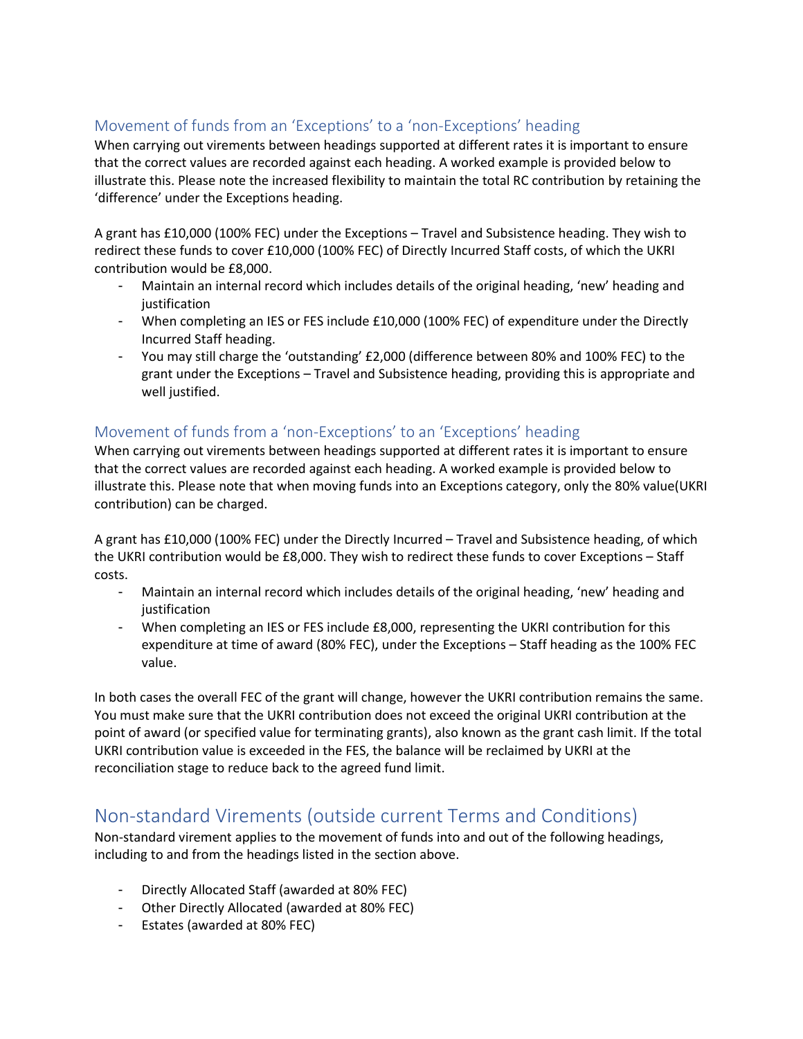### Movement of funds from an 'Exceptions' to a 'non-Exceptions' heading

When carrying out virements between headings supported at different rates it is important to ensure that the correct values are recorded against each heading. A worked example is provided below to illustrate this. Please note the increased flexibility to maintain the total RC contribution by retaining the 'difference' under the Exceptions heading.

A grant has £10,000 (100% FEC) under the Exceptions – Travel and Subsistence heading. They wish to redirect these funds to cover £10,000 (100% FEC) of Directly Incurred Staff costs, of which the UKRI contribution would be £8,000.

- Maintain an internal record which includes details of the original heading, 'new' heading and justification
- When completing an IES or FES include £10,000 (100% FEC) of expenditure under the Directly Incurred Staff heading.
- You may still charge the 'outstanding' £2,000 (difference between 80% and 100% FEC) to the grant under the Exceptions – Travel and Subsistence heading, providing this is appropriate and well justified.

### Movement of funds from a 'non-Exceptions' to an 'Exceptions' heading

When carrying out virements between headings supported at different rates it is important to ensure that the correct values are recorded against each heading. A worked example is provided below to illustrate this. Please note that when moving funds into an Exceptions category, only the 80% value(UKRI contribution) can be charged.

A grant has £10,000 (100% FEC) under the Directly Incurred – Travel and Subsistence heading, of which the UKRI contribution would be £8,000. They wish to redirect these funds to cover Exceptions – Staff costs.

- Maintain an internal record which includes details of the original heading, 'new' heading and justification
- When completing an IES or FES include £8,000, representing the UKRI contribution for this expenditure at time of award (80% FEC), under the Exceptions – Staff heading as the 100% FEC value.

In both cases the overall FEC of the grant will change, however the UKRI contribution remains the same. You must make sure that the UKRI contribution does not exceed the original UKRI contribution at the point of award (or specified value for terminating grants), also known as the grant cash limit. If the total UKRI contribution value is exceeded in the FES, the balance will be reclaimed by UKRI at the reconciliation stage to reduce back to the agreed fund limit.

## Non-standard Virements (outside current Terms and Conditions)

Non-standard virement applies to the movement of funds into and out of the following headings, including to and from the headings listed in the section above.

- Directly Allocated Staff (awarded at 80% FEC)
- Other Directly Allocated (awarded at 80% FEC)
- Estates (awarded at 80% FEC)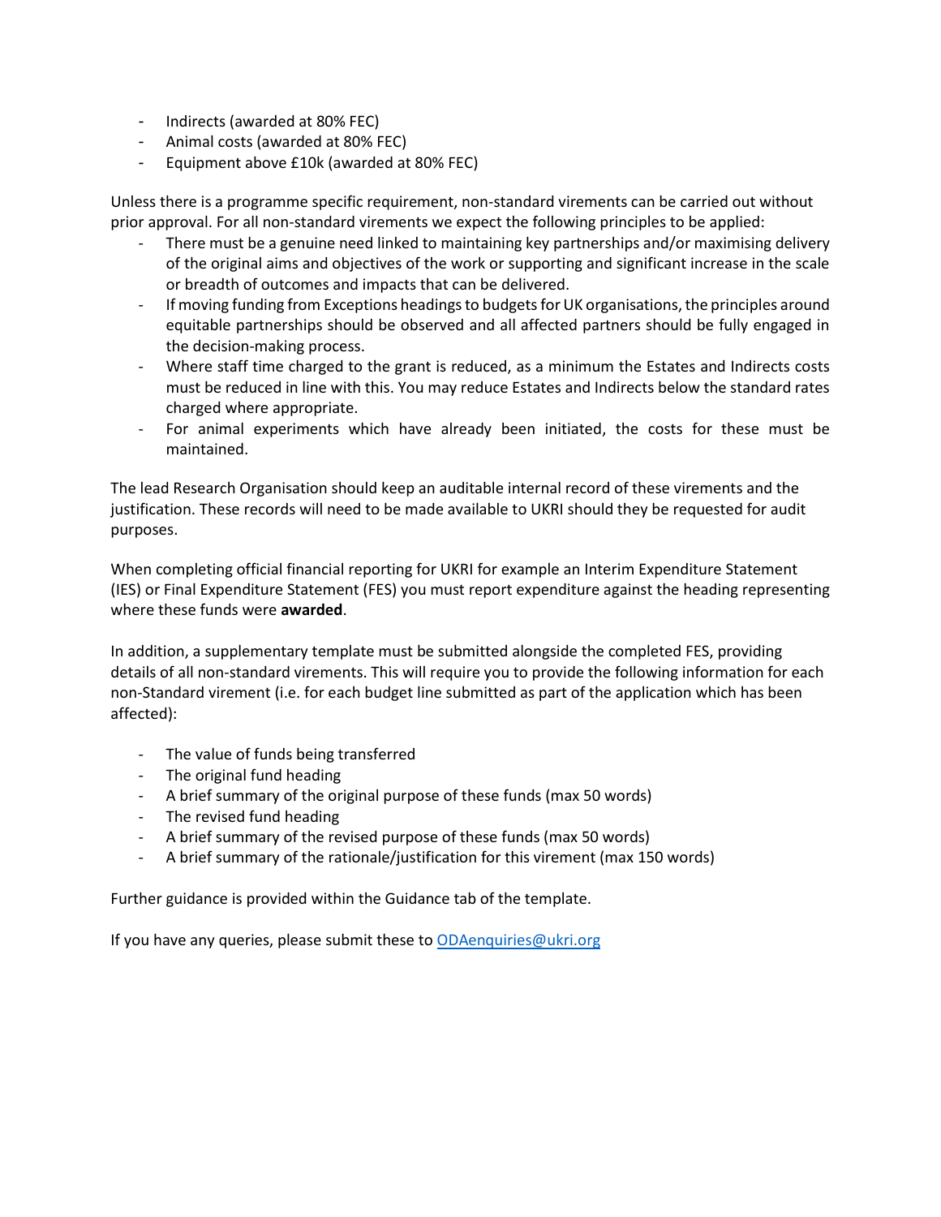- Indirects (awarded at 80% FEC)
- Animal costs (awarded at 80% FEC)
- Equipment above £10k (awarded at 80% FEC)

Unless there is a programme specific requirement, non-standard virements can be carried out without prior approval. For all non-standard virements we expect the following principles to be applied:

- There must be a genuine need linked to maintaining key partnerships and/or maximising delivery of the original aims and objectives of the work or supporting and significant increase in the scale or breadth of outcomes and impacts that can be delivered.
- If moving funding from Exceptions headings to budgets for UK organisations, the principles around equitable partnerships should be observed and all affected partners should be fully engaged in the decision-making process.
- Where staff time charged to the grant is reduced, as a minimum the Estates and Indirects costs must be reduced in line with this. You may reduce Estates and Indirects below the standard rates charged where appropriate.
- For animal experiments which have already been initiated, the costs for these must be maintained.

The lead Research Organisation should keep an auditable internal record of these virements and the justification. These records will need to be made available to UKRI should they be requested for audit purposes.

When completing official financial reporting for UKRI for example an Interim Expenditure Statement (IES) or Final Expenditure Statement (FES) you must report expenditure against the heading representing where these funds were **awarded**.

In addition, a supplementary template must be submitted alongside the completed FES, providing details of all non-standard virements. This will require you to provide the following information for each non-Standard virement (i.e. for each budget line submitted as part of the application which has been affected):

- The value of funds being transferred
- The original fund heading
- A brief summary of the original purpose of these funds (max 50 words)
- The revised fund heading
- A brief summary of the revised purpose of these funds (max 50 words)
- A brief summary of the rationale/justification for this virement (max 150 words)

Further guidance is provided within the Guidance tab of the template.

If you have any queries, please submit these to [ODAenquiries@ukri.org](mailto:ODAenquiries@ukri.org)